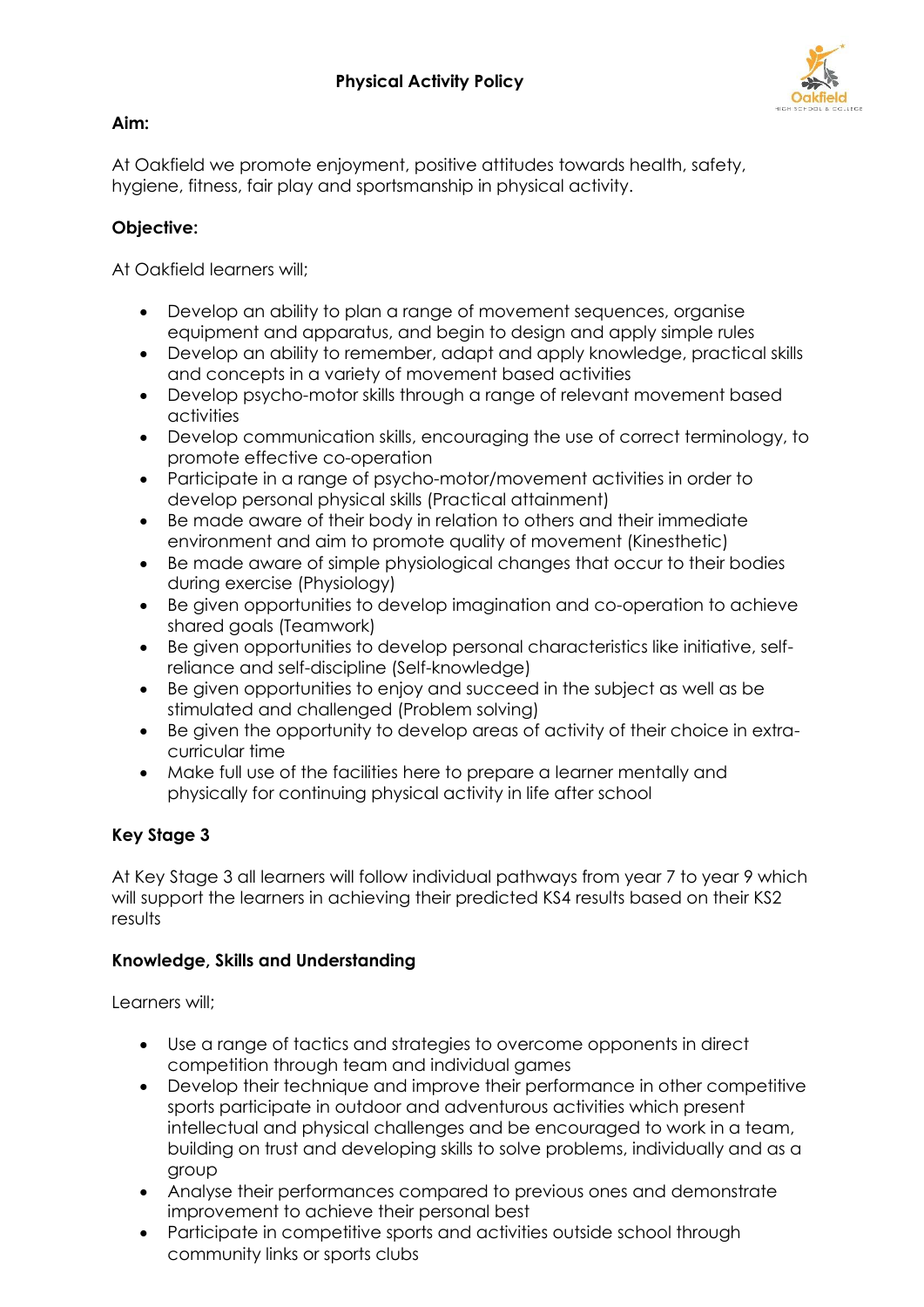# Physical Activity Policy

**Aim:**

At Oakfield we promote enjoyment, positive attitudes towards health, safety, hygiene, fitness, fair play and sportsmanship in physical activity.

**Objective:**

At Oakfield learners will;

- Develop an ability to plan a range of movement sequences, organise equipment and apparatus, and begin to design and apply simple rules
- Develop an ability to remember, adapt and apply knowledge, practical skills and concepts in a variety of movement based activities
- Develop psycho-motor skills through a range of relevant movement based activities
- Develop communication skills, encouraging the use of correct terminology, to promote effective co-operation
- Participate in a range of psycho-motor/movement activities in order to develop personal physical skills (Practical attainment)
- Be made aware of their body in relation to others and their immediate environment and aim to promote quality of movement (Kinesthetic)
- Be made aware of simple physiological changes that occur to their bodies during exercise (Physiology)
- Be given opportunities to develop imagination and co-operation to achieve shared goals (Teamwork)
- Be given opportunities to develop personal characteristics like initiative, self-reliance and self-discipline (Self-knowledge)
- Be given opportunities to enjoy and succeed in the subject as well as be stimulated and challenged (Problem solving)
- Be given the opportunity to develop areas of activity of their choice in extra-curricular time
- Make full use of the facilities here to prepare a learner mentally and physically for continuing physical activity in life after school

**Key Stage 3**

At Key Stage 3 all learners will follow individual pathways from year 7 to year 9 which will support the learners in achieving their predicted KS4 results based on their KS2 results

**Knowledge, Skills and Understanding**

Learners will;

- Use a range of tactics and strategies to overcome opponents in direct competition through team and individual games
- Develop their technique and improve their performance in other competitive sports participate in outdoor and adventurous activities which present intellectual and physical challenges and be encouraged to work in a team, building on trust and developing skills to solve problems, individually and as a group
- Analyse their performances compared to previous ones and demonstrate improvement to achieve their personal best
- Participate in competitive sports and activities outside school through community links or sports clubs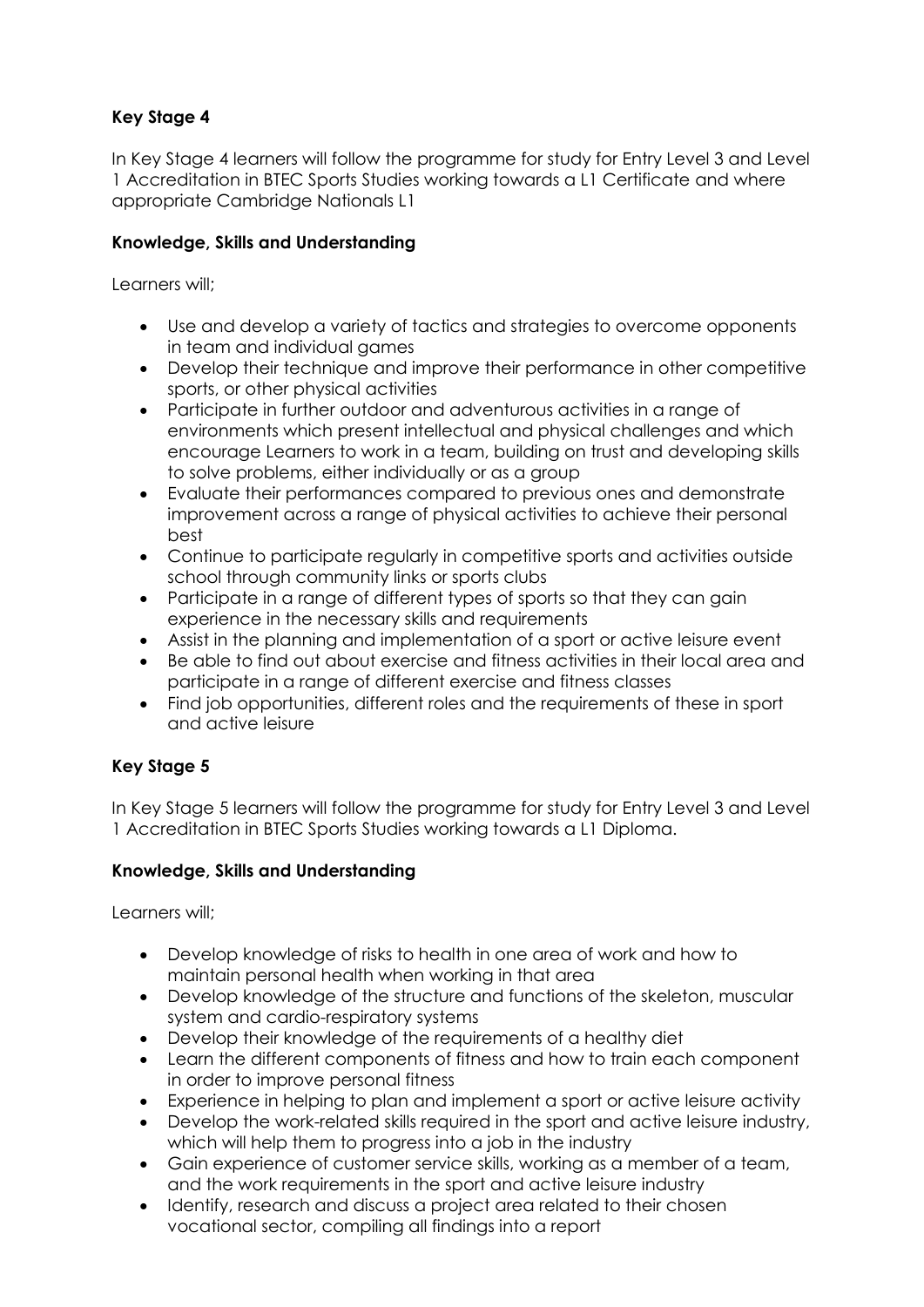**Key Stage 4**

In Key Stage 4 learners will follow the programme for study for Entry Level 3 and Level 1 Accreditation in BTEC Sports Studies working towards a L1 Certificate and where appropriate Cambridge Nationals L1

**Knowledge, Skills and Understanding**

Learners will;

- Use and develop a variety of tactics and strategies to overcome opponents in team and individual games
- Develop their technique and improve their performance in other competitive sports, or other physical activities
- Participate in further outdoor and adventurous activities in a range of environments which present intellectual and physical challenges and which encourage Learners to work in a team, building on trust and developing skills to solve problems, either individually or as a group
- Evaluate their performances compared to previous ones and demonstrate improvement across a range of physical activities to achieve their personal best
- Continue to participate regularly in competitive sports and activities outside school through community links or sports clubs
- Participate in a range of different types of sports so that they can gain experience in the necessary skills and requirements
- Assist in the planning and implementation of a sport or active leisure event
- Be able to find out about exercise and fitness activities in their local area and participate in a range of different exercise and fitness classes
- Find job opportunities, different roles and the requirements of these in sport and active leisure

**Key Stage 5**

In Key Stage 5 learners will follow the programme for study for Entry Level 3 and Level 1 Accreditation in BTEC Sports Studies working towards a L1 Diploma.

**Knowledge, Skills and Understanding**

Learners will;

- Develop knowledge of risks to health in one area of work and how to maintain personal health when working in that area
- Develop knowledge of the structure and functions of the skeleton, muscular system and cardio-respiratory systems
- Develop their knowledge of the requirements of a healthy diet
- Learn the different components of fitness and how to train each component in order to improve personal fitness
- Experience in helping to plan and implement a sport or active leisure activity
- Develop the work-related skills required in the sport and active leisure industry, which will help them to progress into a job in the industry
- Gain experience of customer service skills, working as a member of a team, and the work requirements in the sport and active leisure industry
- Identify, research and discuss a project area related to their chosen vocational sector, compiling all findings into a report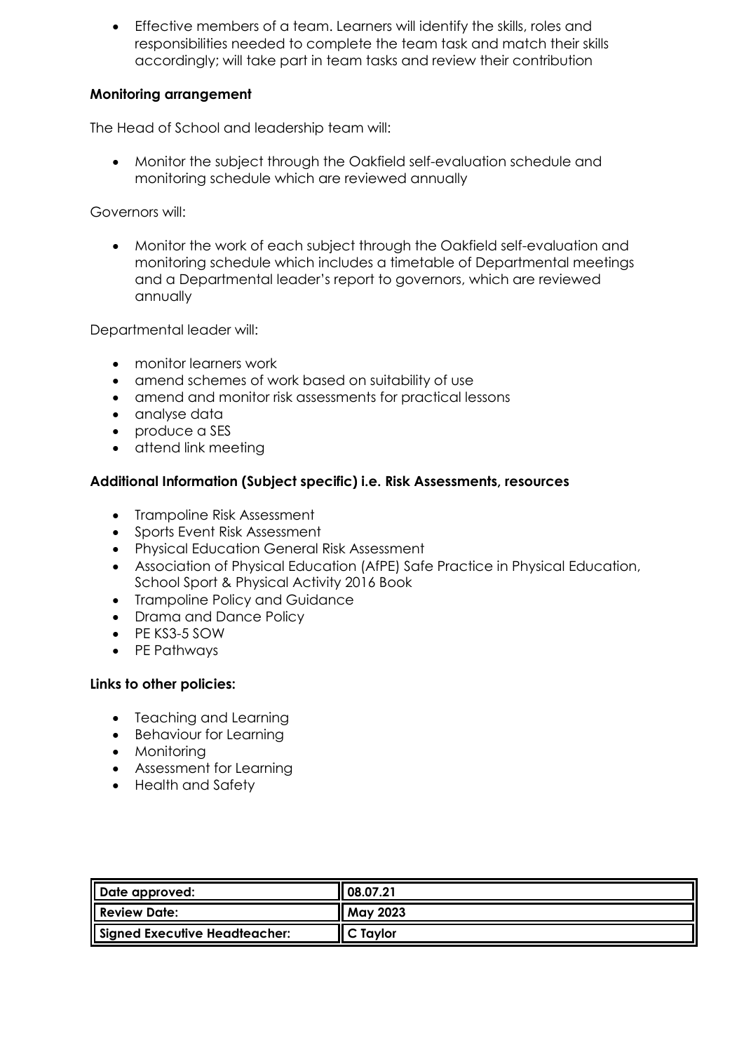- Effective members of a team. Learners will identify the skills, roles and responsibilities needed to complete the team task and match their skills accordingly; will take part in team tasks and review their contribution

**Monitoring arrangement**

The Head of School and leadership team will:

- Monitor the subject through the Oakfield self-evaluation schedule and monitoring schedule which are reviewed annually

Governors will:

- Monitor the work of each subject through the Oakfield self-evaluation and monitoring schedule which includes a timetable of Departmental meetings and a Departmental leader's report to governors, which are reviewed annually

Departmental leader will:

- monitor learners work
- amend schemes of work based on suitability of use
- amend and monitor risk assessments for practical lessons
- analyse data
- produce a SES
- attend link meeting

**Additional Information (Subject specific) i.e. Risk Assessments, resources**

- Trampoline Risk Assessment
- Sports Event Risk Assessment
- Physical Education General Risk Assessment
- Association of Physical Education (AfPE) Safe Practice in Physical Education, School Sport & Physical Activity 2016 Book
- Trampoline Policy and Guidance
- Drama and Dance Policy
- PE KS3-5 SOW
- PE Pathways

**Links to other policies:**

- Teaching and Learning
- Behaviour for Learning
- Monitoring
- Assessment for Learning
- Health and Safety

| | |
|---|---|
| **Date approved:** | **08.07.21** |
| **Review Date:** | **May 2023** |
| **Signed Executive Headteacher:** | **C Taylor** |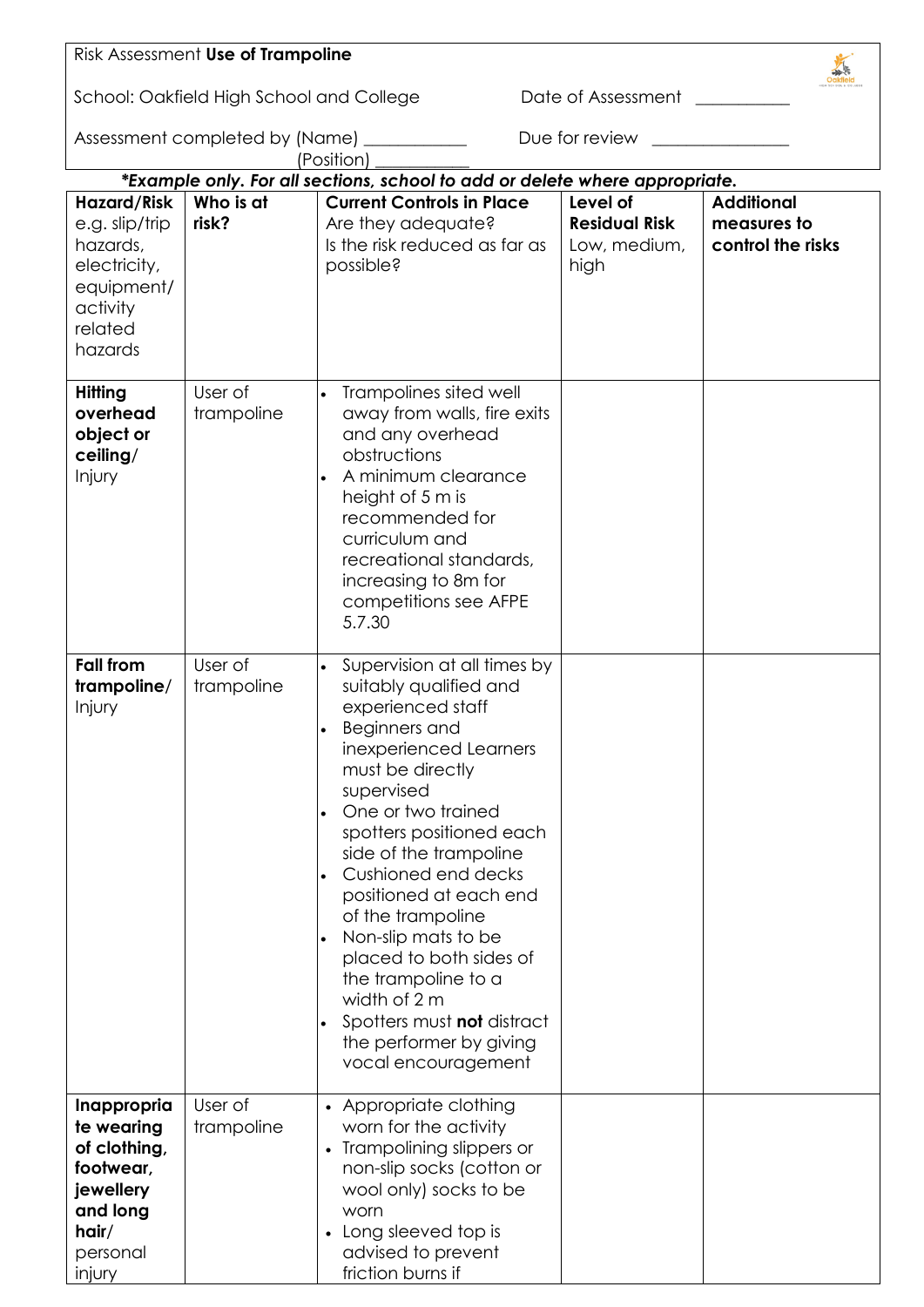Risk Assessment **Use of Trampoline**

School: Oakfield High School and College    Date of Assessment \_\_\_\_\_\_\_\_\_\_\_

Assessment completed by (Name) \_\_\_\_\_\_\_\_\_\_\_\_    Due for review \_\_\_\_\_\_\_\_\_\_\_\_\_\_\_\_

(Position) \_\_\_\_\_\_\_\_\_\_\_

***Example only. For all sections, school to add or delete where appropriate.***

| **Hazard/Risk** e.g. slip/trip hazards, electricity, equipment/ activity related hazards | **Who is at risk?** | **Current Controls in Place** Are they adequate? Is the risk reduced as far as possible? | **Level of Residual Risk** Low, medium, high | **Additional measures to control the risks** |
|---|---|---|---|---|
| **Hitting overhead object or ceiling/** Injury | User of trampoline | • Trampolines sited well away from walls, fire exits and any overhead obstructions<br>• A minimum clearance height of 5 m is recommended for curriculum and recreational standards, increasing to 8m for competitions see AFPE 5.7.30 | | |
| **Fall from trampoline/** Injury | User of trampoline | • Supervision at all times by suitably qualified and experienced staff<br>• Beginners and inexperienced Learners must be directly supervised<br>• One or two trained spotters positioned each side of the trampoline<br>• Cushioned end decks positioned at each end of the trampoline<br>• Non-slip mats to be placed to both sides of the trampoline to a width of 2 m<br>• Spotters must **not** distract the performer by giving vocal encouragement | | |
| **Inappropriate wearing of clothing, footwear, jewellery and long hair/** personal injury | User of trampoline | • Appropriate clothing worn for the activity<br>• Trampolining slippers or non-slip socks (cotton or wool only) socks to be worn<br>• Long sleeved top is advised to prevent friction burns if | | |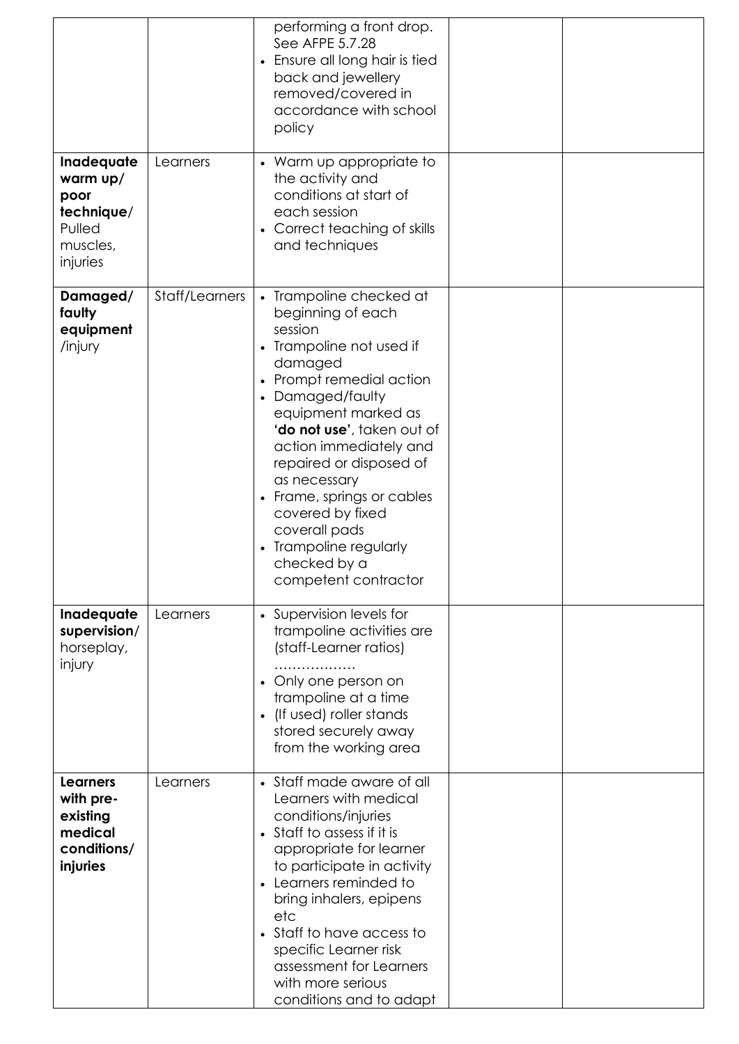| | | | | |
|---|---|---|---|---|
| | | performing a front drop. See AFPE 5.7.28<br>• Ensure all long hair is tied back and jewellery removed/covered in accordance with school policy | | |
| **Inadequate warm up/ poor technique**/ Pulled muscles, injuries | Learners | • Warm up appropriate to the activity and conditions at start of each session<br>• Correct teaching of skills and techniques | | |
| **Damaged/ faulty equipment** /injury | Staff/Learners | • Trampoline checked at beginning of each session<br>• Trampoline not used if damaged<br>• Prompt remedial action<br>• Damaged/faulty equipment marked as **'do not use'**, taken out of action immediately and repaired or disposed of as necessary<br>• Frame, springs or cables covered by fixed coverall pads<br>• Trampoline regularly checked by a competent contractor | | |
| **Inadequate supervision**/ horseplay, injury | Learners | • Supervision levels for trampoline activities are (staff-Learner ratios) ………………<br>• Only one person on trampoline at a time<br>• (If used) roller stands stored securely away from the working area | | |
| **Learners with pre-existing medical conditions/ injuries** | Learners | • Staff made aware of all Learners with medical conditions/injuries<br>• Staff to assess if it is appropriate for learner to participate in activity<br>• Learners reminded to bring inhalers, epipens etc<br>• Staff to have access to specific Learner risk assessment for Learners with more serious conditions and to adapt | | |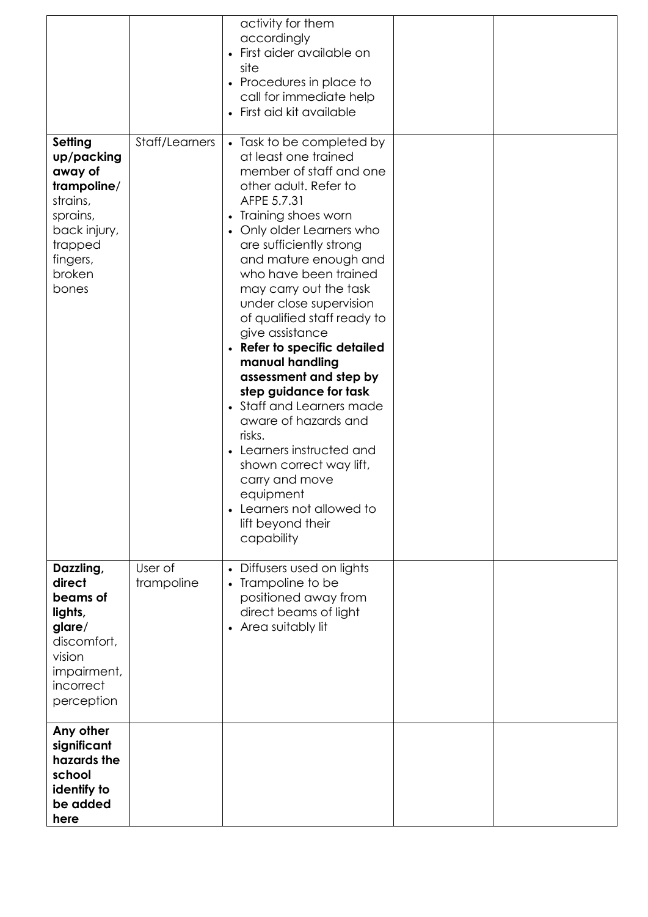| | | | | |
|---|---|---|---|---|
| | | • activity for them accordingly<br>• First aider available on site<br>• Procedures in place to call for immediate help<br>• First aid kit available | | |
| **Setting up/packing away of trampoline**/ strains, sprains, back injury, trapped fingers, broken bones | Staff/Learners | • Task to be completed by at least one trained member of staff and one other adult. Refer to AFPE 5.7.31<br>• Training shoes worn<br>• Only older Learners who are sufficiently strong and mature enough and who have been trained may carry out the task under close supervision of qualified staff ready to give assistance<br>• **Refer to specific detailed manual handling assessment and step by step guidance for task**<br>• Staff and Learners made aware of hazards and risks.<br>• Learners instructed and shown correct way lift, carry and move equipment<br>• Learners not allowed to lift beyond their capability | | |
| **Dazzling, direct beams of lights, glare**/ discomfort, vision impairment, incorrect perception | User of trampoline | • Diffusers used on lights<br>• Trampoline to be positioned away from direct beams of light<br>• Area suitably lit | | |
| **Any other significant hazards the school identify to be added here** | | | | |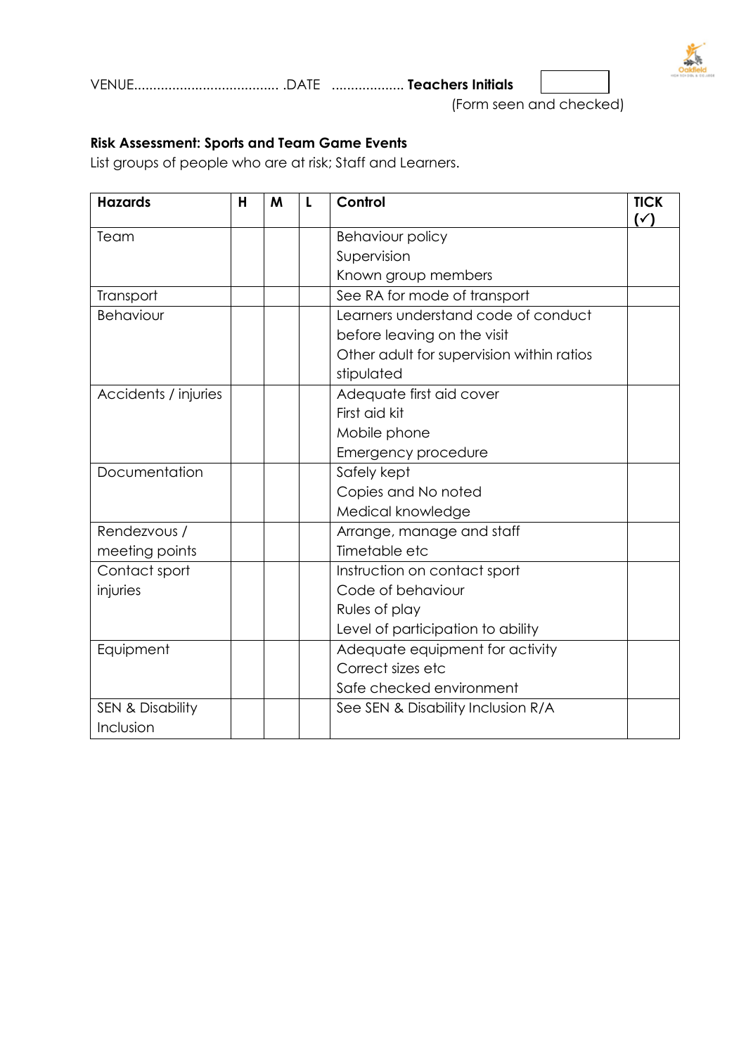VENUE...................................... .DATE .................. **Teachers Initials** [ ]
(Form seen and checked)

**Risk Assessment: Sports and Team Game Events**

List groups of people who are at risk; Staff and Learners.

| Hazards | H | M | L | Control | TICK (✓) |
|---|---|---|---|---|---|
| Team | | | | Behaviour policy<br>Supervision<br>Known group members | |
| Transport | | | | See RA for mode of transport | |
| Behaviour | | | | Learners understand code of conduct before leaving on the visit<br>Other adult for supervision within ratios stipulated | |
| Accidents / injuries | | | | Adequate first aid cover<br>First aid kit<br>Mobile phone<br>Emergency procedure | |
| Documentation | | | | Safely kept<br>Copies and No noted<br>Medical knowledge | |
| Rendezvous / meeting points | | | | Arrange, manage and staff<br>Timetable etc | |
| Contact sport injuries | | | | Instruction on contact sport<br>Code of behaviour<br>Rules of play<br>Level of participation to ability | |
| Equipment | | | | Adequate equipment for activity<br>Correct sizes etc<br>Safe checked environment | |
| SEN & Disability Inclusion | | | | See SEN & Disability Inclusion R/A | |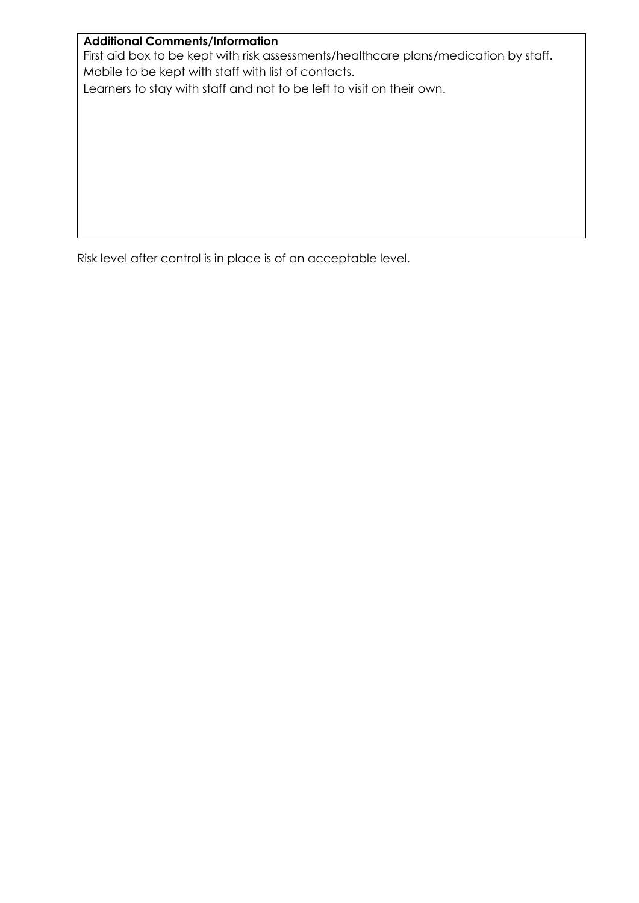**Additional Comments/Information**

First aid box to be kept with risk assessments/healthcare plans/medication by staff.
Mobile to be kept with staff with list of contacts.
Learners to stay with staff and not to be left to visit on their own.

Risk level after control is in place is of an acceptable level.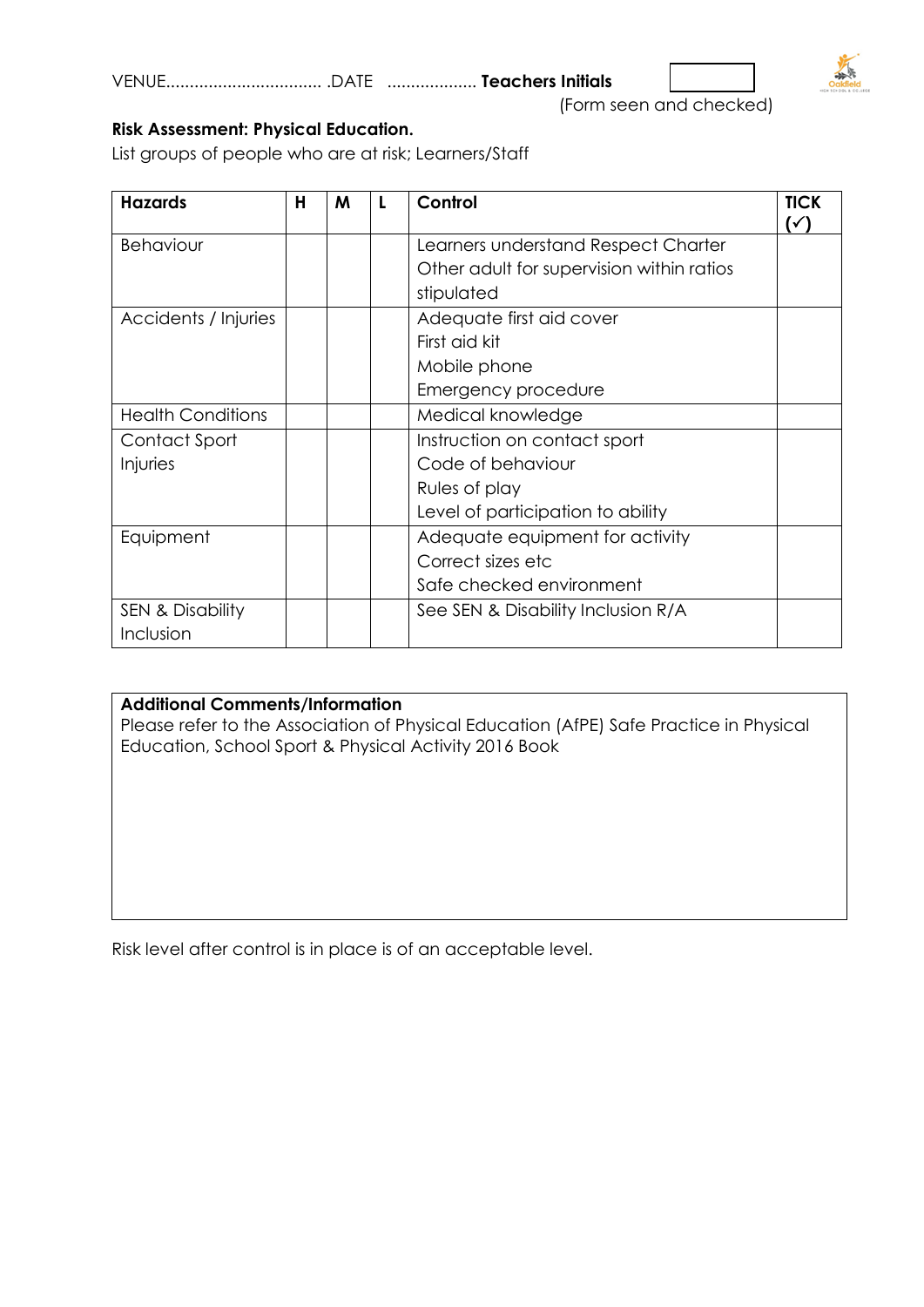VENUE................................ .DATE .................. **Teachers Initials** 

(Form seen and checked)

**Risk Assessment: Physical Education.**

List groups of people who are at risk; Learners/Staff

| Hazards | H | M | L | Control | TICK (✓) |
|---|---|---|---|---|---|
| Behaviour | | | | Learners understand Respect Charter<br>Other adult for supervision within ratios stipulated | |
| Accidents / Injuries | | | | Adequate first aid cover<br>First aid kit<br>Mobile phone<br>Emergency procedure | |
| Health Conditions | | | | Medical knowledge | |
| Contact Sport Injuries | | | | Instruction on contact sport<br>Code of behaviour<br>Rules of play<br>Level of participation to ability | |
| Equipment | | | | Adequate equipment for activity<br>Correct sizes etc<br>Safe checked environment | |
| SEN & Disability Inclusion | | | | See SEN & Disability Inclusion R/A | |

**Additional Comments/Information**

Please refer to the Association of Physical Education (AfPE) Safe Practice in Physical Education, School Sport & Physical Activity 2016 Book

Risk level after control is in place is of an acceptable level.